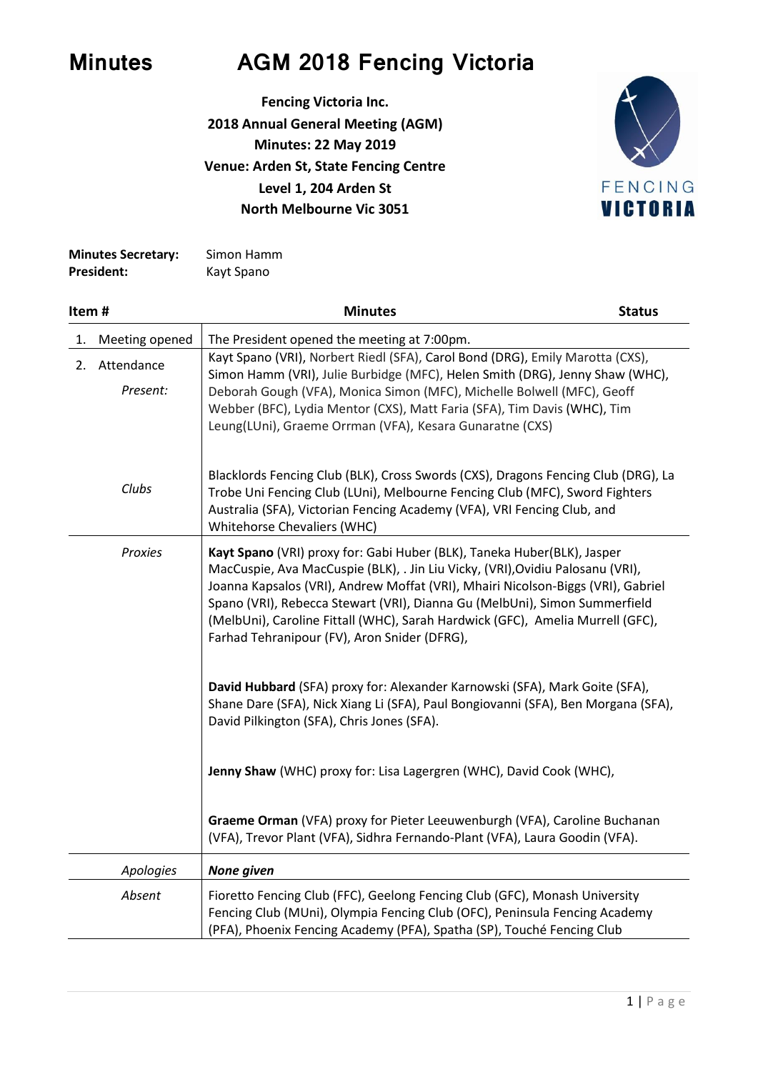# Minutes AGM 2018 Fencing Victoria

**Fencing Victoria Inc.**
**2018 Annual General Meeting (AGM)**
**Minutes: 22 May 2019**
**Venue: Arden St, State Fencing Centre**
**Level 1, 204 Arden St**
**North Melbourne Vic 3051**

FENCING VICTORIA

**Minutes Secretary:** Simon Hamm
**President:** Kayt Spano

| Item # | Minutes | Status |
|---|---|---|
| 1. Meeting opened | The President opened the meeting at 7:00pm. | |
| 2. Attendance<br>*Present:* | Kayt Spano (VRI), Norbert Riedl (SFA), Carol Bond (DRG), Emily Marotta (CXS), Simon Hamm (VRI), Julie Burbidge (MFC), Helen Smith (DRG), Jenny Shaw (WHC), Deborah Gough (VFA), Monica Simon (MFC), Michelle Bolwell (MFC), Geoff Webber (BFC), Lydia Mentor (CXS), Matt Faria (SFA), Tim Davis (WHC), Tim Leung(LUni), Graeme Orrman (VFA), Kesara Gunaratne (CXS) | |
| *Clubs* | Blacklords Fencing Club (BLK), Cross Swords (CXS), Dragons Fencing Club (DRG), La Trobe Uni Fencing Club (LUni), Melbourne Fencing Club (MFC), Sword Fighters Australia (SFA), Victorian Fencing Academy (VFA), VRI Fencing Club, and Whitehorse Chevaliers (WHC) | |
| *Proxies* | **Kayt Spano** (VRI) proxy for: Gabi Huber (BLK), Taneka Huber(BLK), Jasper MacCuspie, Ava MacCuspie (BLK), . Jin Liu Vicky, (VRI),Ovidiu Palosanu (VRI), Joanna Kapsalos (VRI), Andrew Moffat (VRI), Mhairi Nicolson-Biggs (VRI), Gabriel Spano (VRI), Rebecca Stewart (VRI), Dianna Gu (MelbUni), Simon Summerfield (MelbUni), Caroline Fittall (WHC), Sarah Hardwick (GFC), Amelia Murrell (GFC), Farhad Tehranipour (FV), Aron Snider (DFRG),<br><br>**David Hubbard** (SFA) proxy for: Alexander Karnowski (SFA), Mark Goite (SFA), Shane Dare (SFA), Nick Xiang Li (SFA), Paul Bongiovanni (SFA), Ben Morgana (SFA), David Pilkington (SFA), Chris Jones (SFA).<br><br>**Jenny Shaw** (WHC) proxy for: Lisa Lagergren (WHC), David Cook (WHC),<br><br>**Graeme Orman** (VFA) proxy for Pieter Leeuwenburgh (VFA), Caroline Buchanan (VFA), Trevor Plant (VFA), Sidhra Fernando-Plant (VFA), Laura Goodin (VFA). | |
| *Apologies* | ***None given*** | |
| *Absent* | Fioretto Fencing Club (FFC), Geelong Fencing Club (GFC), Monash University Fencing Club (MUni), Olympia Fencing Club (OFC), Peninsula Fencing Academy (PFA), Phoenix Fencing Academy (PFA), Spatha (SP), Touché Fencing Club | |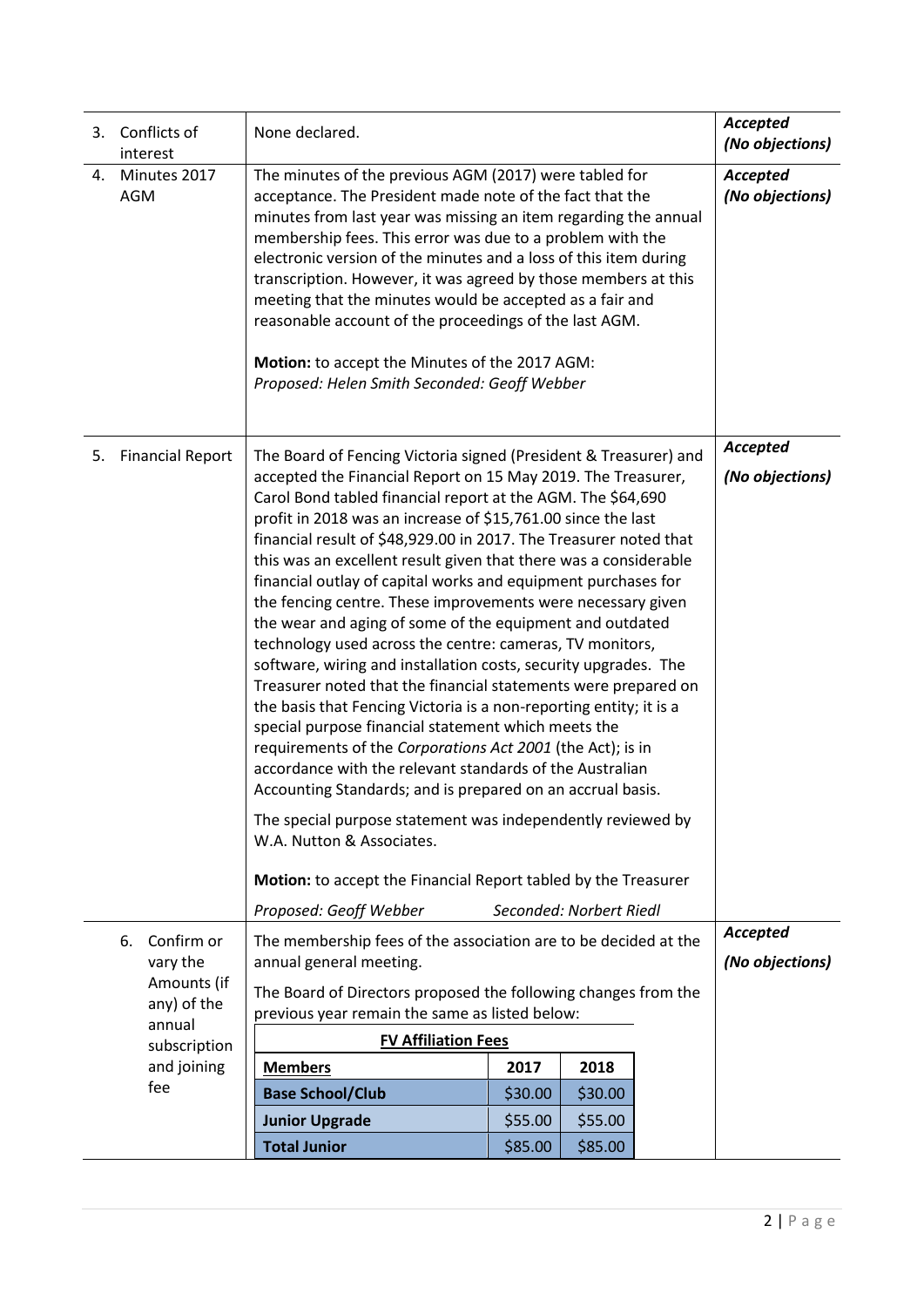| | | |
|---|---|---|
| 3. Conflicts of interest | None declared. | ***Accepted (No objections)*** |
| 4. Minutes 2017 AGM | The minutes of the previous AGM (2017) were tabled for acceptance. The President made note of the fact that the minutes from last year was missing an item regarding the annual membership fees. This error was due to a problem with the electronic version of the minutes and a loss of this item during transcription. However, it was agreed by those members at this meeting that the minutes would be accepted as a fair and reasonable account of the proceedings of the last AGM.<br><br>**Motion:** to accept the Minutes of the 2017 AGM:<br>*Proposed: Helen Smith Seconded: Geoff Webber* | ***Accepted (No objections)*** |
| 5. Financial Report | The Board of Fencing Victoria signed (President & Treasurer) and accepted the Financial Report on 15 May 2019. The Treasurer, Carol Bond tabled financial report at the AGM. The $64,690 profit in 2018 was an increase of $15,761.00 since the last financial result of $48,929.00 in 2017. The Treasurer noted that this was an excellent result given that there was a considerable financial outlay of capital works and equipment purchases for the fencing centre. These improvements were necessary given the wear and aging of some of the equipment and outdated technology used across the centre: cameras, TV monitors, software, wiring and installation costs, security upgrades. The Treasurer noted that the financial statements were prepared on the basis that Fencing Victoria is a non-reporting entity; it is a special purpose financial statement which meets the requirements of the *Corporations Act 2001* (the Act); is in accordance with the relevant standards of the Australian Accounting Standards; and is prepared on an accrual basis.<br><br>The special purpose statement was independently reviewed by W.A. Nutton & Associates.<br><br>**Motion:** to accept the Financial Report tabled by the Treasurer<br>*Proposed: Geoff Webber Seconded: Norbert Riedl* | ***Accepted (No objections)*** |
| 6. Confirm or vary the Amounts (if any) of the annual subscription and joining fee | The membership fees of the association are to be decided at the annual general meeting.<br><br>The Board of Directors proposed the following changes from the previous year remain the same as listed below: | ***Accepted (No objections)*** |

**FV Affiliation Fees**

| Members | 2017 | 2018 |
|---|---|---|
| **Base School/Club** | $30.00 | $30.00 |
| **Junior Upgrade** | $55.00 | $55.00 |
| **Total Junior** | $85.00 | $85.00 |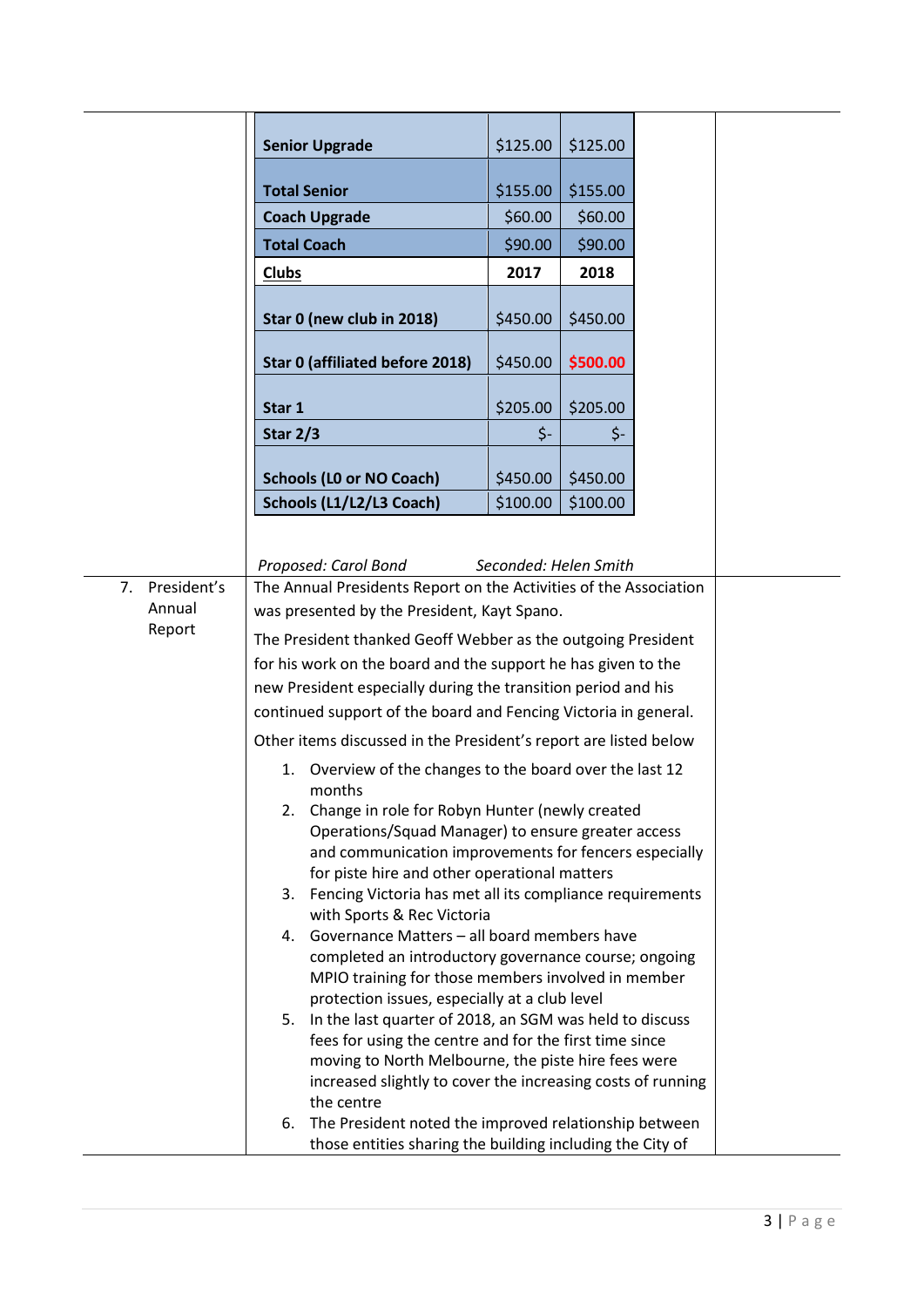| | | |
|---|---|---|
| **Senior Upgrade** | $125.00 | $125.00 |
| **Total Senior** | $155.00 | $155.00 |
| **Coach Upgrade** | $60.00 | $60.00 |
| **Total Coach** | $90.00 | $90.00 |
| **Clubs** | **2017** | **2018** |
| **Star 0 (new club in 2018)** | $450.00 | $450.00 |
| **Star 0 (affiliated before 2018)** | $450.00 | **$500.00** |
| **Star 1** | $205.00 | $205.00 |
| **Star 2/3** | $- | $- |
| **Schools (L0 or NO Coach)** | $450.00 | $450.00 |
| **Schools (L1/L2/L3 Coach)** | $100.00 | $100.00 |

*Proposed: Carol Bond* *Seconded: Helen Smith*

7. President's Annual Report

The Annual Presidents Report on the Activities of the Association was presented by the President, Kayt Spano.

The President thanked Geoff Webber as the outgoing President for his work on the board and the support he has given to the new President especially during the transition period and his continued support of the board and Fencing Victoria in general.

Other items discussed in the President's report are listed below

1. Overview of the changes to the board over the last 12 months
2. Change in role for Robyn Hunter (newly created Operations/Squad Manager) to ensure greater access and communication improvements for fencers especially for piste hire and other operational matters
3. Fencing Victoria has met all its compliance requirements with Sports & Rec Victoria
4. Governance Matters – all board members have completed an introductory governance course; ongoing MPIO training for those members involved in member protection issues, especially at a club level
5. In the last quarter of 2018, an SGM was held to discuss fees for using the centre and for the first time since moving to North Melbourne, the piste hire fees were increased slightly to cover the increasing costs of running the centre
6. The President noted the improved relationship between those entities sharing the building including the City of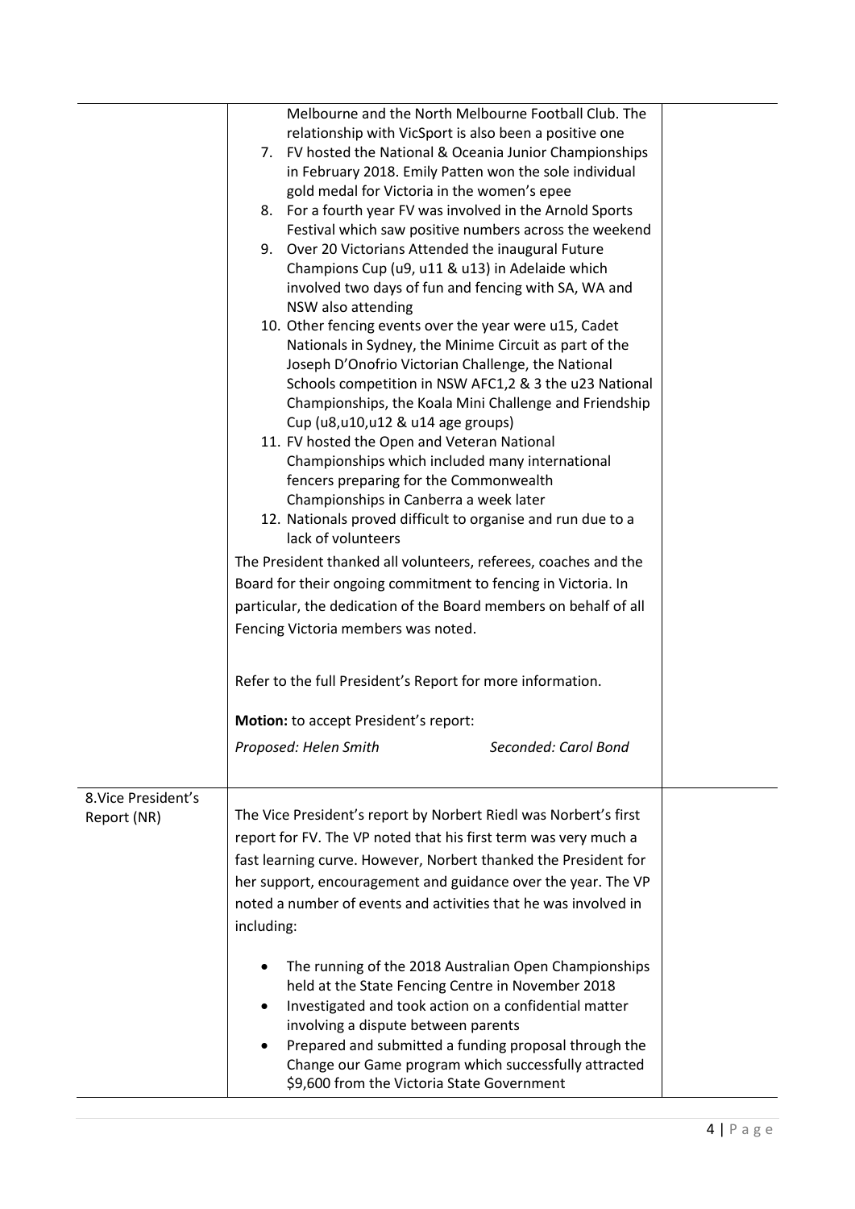| | | |
|---|---|---|
| | Melbourne and the North Melbourne Football Club. The relationship with VicSport is also been a positive one<br>7. FV hosted the National & Oceania Junior Championships in February 2018. Emily Patten won the sole individual gold medal for Victoria in the women's epee<br>8. For a fourth year FV was involved in the Arnold Sports Festival which saw positive numbers across the weekend<br>9. Over 20 Victorians Attended the inaugural Future Champions Cup (u9, u11 & u13) in Adelaide which involved two days of fun and fencing with SA, WA and NSW also attending<br>10. Other fencing events over the year were u15, Cadet Nationals in Sydney, the Minime Circuit as part of the Joseph D'Onofrio Victorian Challenge, the National Schools competition in NSW AFC1,2 & 3 the u23 National Championships, the Koala Mini Challenge and Friendship Cup (u8,u10,u12 & u14 age groups)<br>11. FV hosted the Open and Veteran National Championships which included many international fencers preparing for the Commonwealth Championships in Canberra a week later<br>12. Nationals proved difficult to organise and run due to a lack of volunteers<br><br>The President thanked all volunteers, referees, coaches and the Board for their ongoing commitment to fencing in Victoria. In particular, the dedication of the Board members on behalf of all Fencing Victoria members was noted.<br><br>Refer to the full President's Report for more information.<br><br>**Motion:** to accept President's report:<br>*Proposed: Helen Smith* *Seconded: Carol Bond* | |
| 8.Vice President's Report (NR) | The Vice President's report by Norbert Riedl was Norbert's first report for FV. The VP noted that his first term was very much a fast learning curve. However, Norbert thanked the President for her support, encouragement and guidance over the year. The VP noted a number of events and activities that he was involved in including:<br><br>• The running of the 2018 Australian Open Championships held at the State Fencing Centre in November 2018<br>• Investigated and took action on a confidential matter involving a dispute between parents<br>• Prepared and submitted a funding proposal through the Change our Game program which successfully attracted $9,600 from the Victoria State Government | |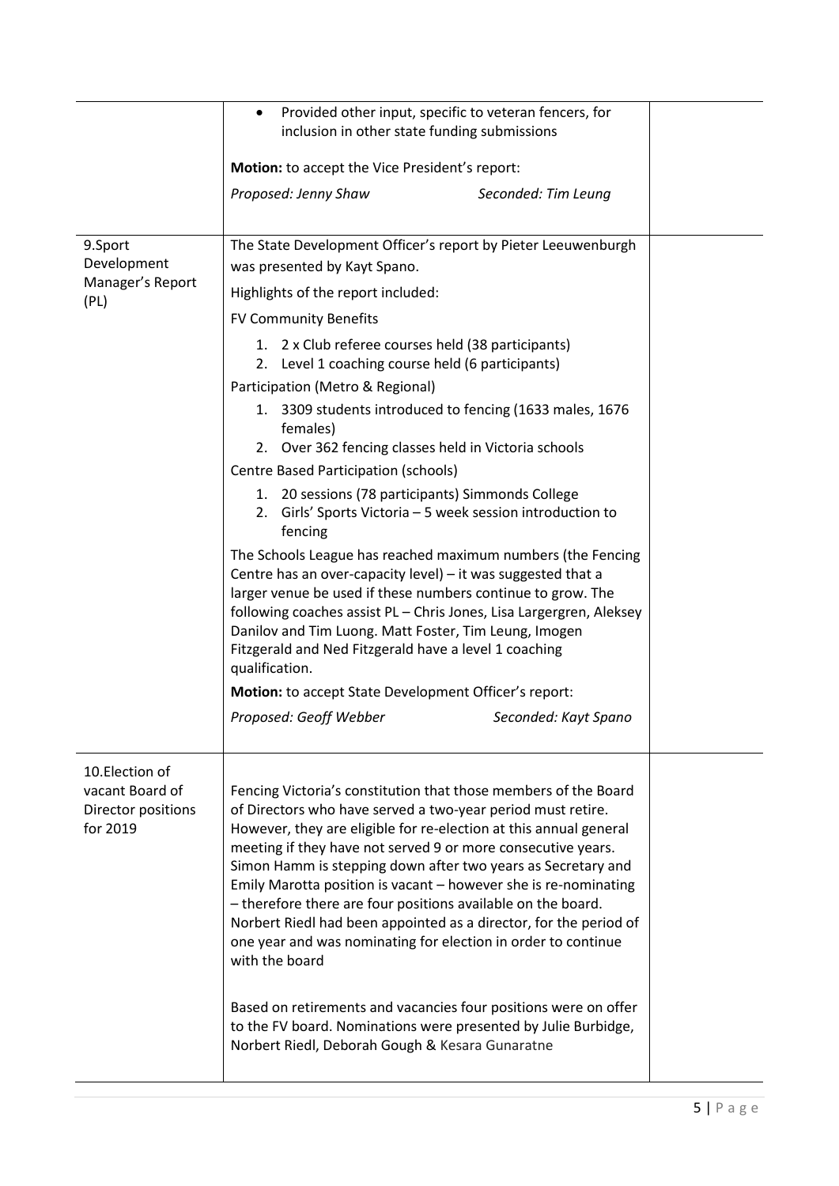| | | |
|---|---|---|
| | • Provided other input, specific to veteran fencers, for inclusion in other state funding submissions<br><br>**Motion:** to accept the Vice President's report:<br><br>*Proposed: Jenny Shaw* *Seconded: Tim Leung* | |
| 9.Sport Development Manager's Report (PL) | The State Development Officer's report by Pieter Leeuwenburgh was presented by Kayt Spano.<br><br>Highlights of the report included:<br><br>FV Community Benefits<br>1. 2 x Club referee courses held (38 participants)<br>2. Level 1 coaching course held (6 participants)<br><br>Participation (Metro & Regional)<br>1. 3309 students introduced to fencing (1633 males, 1676 females)<br>2. Over 362 fencing classes held in Victoria schools<br><br>Centre Based Participation (schools)<br>1. 20 sessions (78 participants) Simmonds College<br>2. Girls' Sports Victoria – 5 week session introduction to fencing<br><br>The Schools League has reached maximum numbers (the Fencing Centre has an over-capacity level) – it was suggested that a larger venue be used if these numbers continue to grow. The following coaches assist PL – Chris Jones, Lisa Largergren, Aleksey Danilov and Tim Luong. Matt Foster, Tim Leung, Imogen Fitzgerald and Ned Fitzgerald have a level 1 coaching qualification.<br><br>**Motion:** to accept State Development Officer's report:<br><br>*Proposed: Geoff Webber* *Seconded: Kayt Spano* | |
| 10.Election of vacant Board of Director positions for 2019 | Fencing Victoria's constitution that those members of the Board of Directors who have served a two-year period must retire. However, they are eligible for re-election at this annual general meeting if they have not served 9 or more consecutive years. Simon Hamm is stepping down after two years as Secretary and Emily Marotta position is vacant – however she is re-nominating – therefore there are four positions available on the board. Norbert Riedl had been appointed as a director, for the period of one year and was nominating for election in order to continue with the board<br><br>Based on retirements and vacancies four positions were on offer to the FV board. Nominations were presented by Julie Burbidge, Norbert Riedl, Deborah Gough & Kesara Gunaratne | |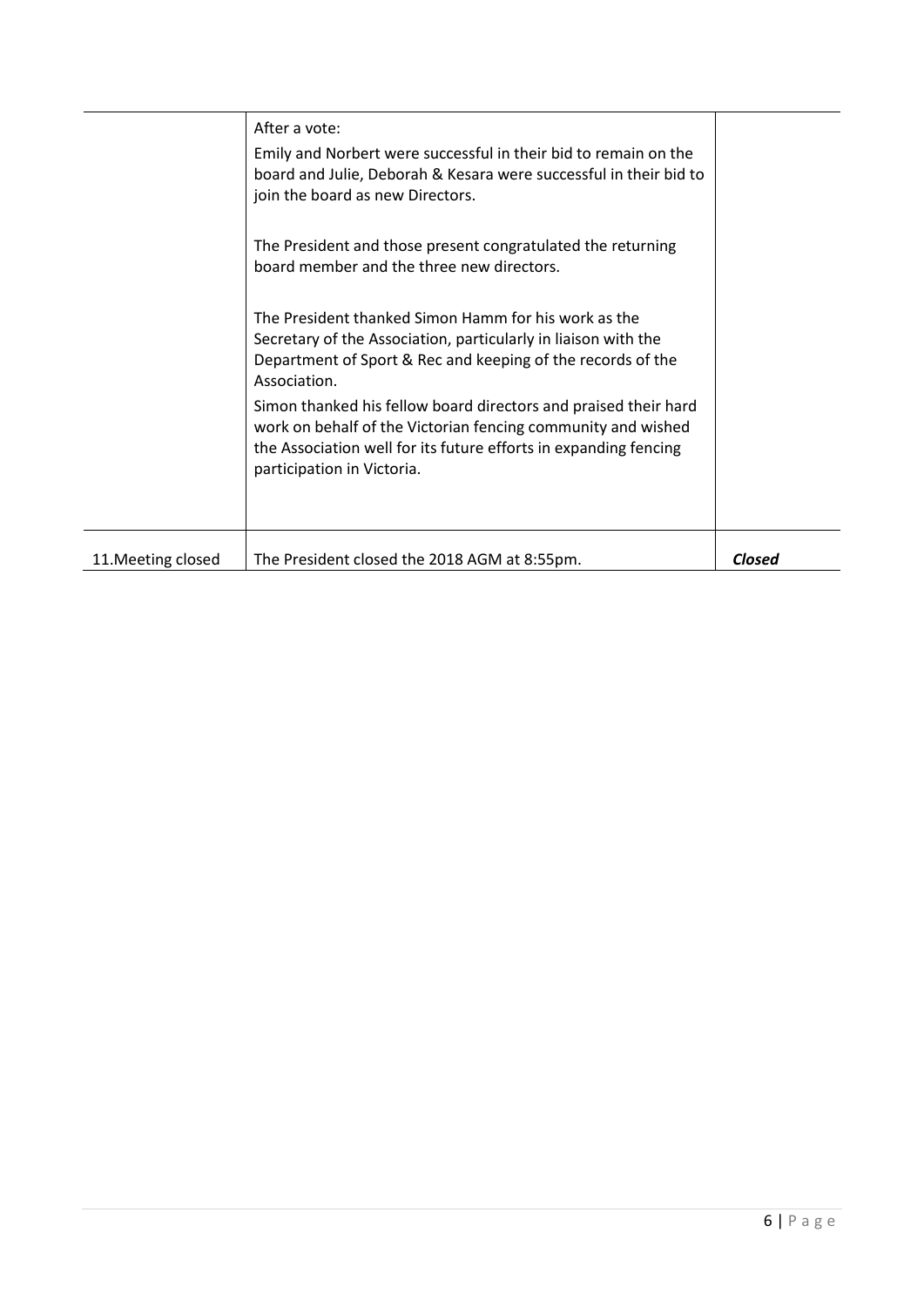| | | |
|---|---|---|
| | After a vote:<br><br>Emily and Norbert were successful in their bid to remain on the board and Julie, Deborah & Kesara were successful in their bid to join the board as new Directors.<br><br>The President and those present congratulated the returning board member and the three new directors.<br><br>The President thanked Simon Hamm for his work as the Secretary of the Association, particularly in liaison with the Department of Sport & Rec and keeping of the records of the Association.<br><br>Simon thanked his fellow board directors and praised their hard work on behalf of the Victorian fencing community and wished the Association well for its future efforts in expanding fencing participation in Victoria. | |
| 11.Meeting closed | The President closed the 2018 AGM at 8:55pm. | ***Closed*** |